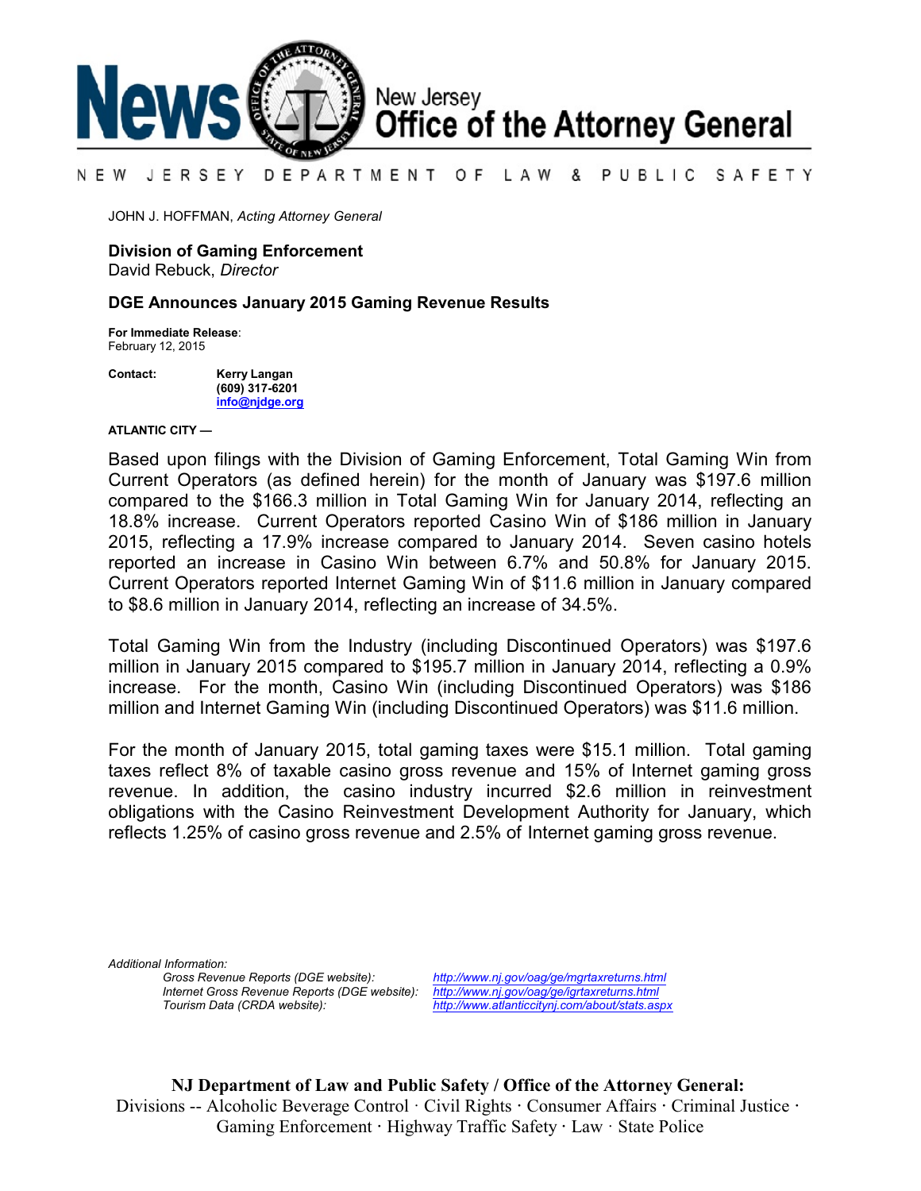# News — New Jersey Office of the Attorney General

NEW JERSEY DEPARTMENT OF LAW & PUBLIC SAFETY

JOHN J. HOFFMAN, *Acting Attorney General*

**Division of Gaming Enforcement**
David Rebuck, *Director*

## DGE Announces January 2015 Gaming Revenue Results

**For Immediate Release**:
February 12, 2015

**Contact:** **Kerry Langan**
**(609) 317-6201**
**info@njdge.org**

**ATLANTIC CITY —**

Based upon filings with the Division of Gaming Enforcement, Total Gaming Win from Current Operators (as defined herein) for the month of January was $197.6 million compared to the $166.3 million in Total Gaming Win for January 2014, reflecting an 18.8% increase. Current Operators reported Casino Win of $186 million in January 2015, reflecting a 17.9% increase compared to January 2014. Seven casino hotels reported an increase in Casino Win between 6.7% and 50.8% for January 2015. Current Operators reported Internet Gaming Win of $11.6 million in January compared to $8.6 million in January 2014, reflecting an increase of 34.5%.

Total Gaming Win from the Industry (including Discontinued Operators) was $197.6 million in January 2015 compared to $195.7 million in January 2014, reflecting a 0.9% increase. For the month, Casino Win (including Discontinued Operators) was $186 million and Internet Gaming Win (including Discontinued Operators) was $11.6 million.

For the month of January 2015, total gaming taxes were $15.1 million. Total gaming taxes reflect 8% of taxable casino gross revenue and 15% of Internet gaming gross revenue. In addition, the casino industry incurred $2.6 million in reinvestment obligations with the Casino Reinvestment Development Authority for January, which reflects 1.25% of casino gross revenue and 2.5% of Internet gaming gross revenue.

*Additional Information:*

| | |
|---|---|
| *Gross Revenue Reports (DGE website):* | *http://www.nj.gov/oag/ge/mgrtaxreturns.html* |
| *Internet Gross Revenue Reports (DGE website):* | *http://www.nj.gov/oag/ge/igrtaxreturns.html* |
| *Tourism Data (CRDA website):* | *http://www.atlanticcitynj.com/about/stats.aspx* |

**NJ Department of Law and Public Safety / Office of the Attorney General:**
Divisions -- Alcoholic Beverage Control · Civil Rights · Consumer Affairs · Criminal Justice · Gaming Enforcement · Highway Traffic Safety · Law · State Police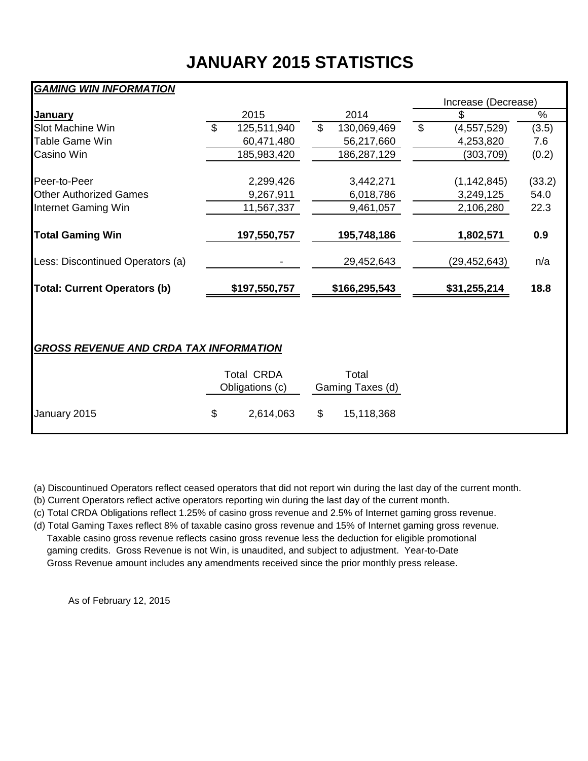# JANUARY 2015 STATISTICS

***GAMING WIN INFORMATION***

| January | 2015 | 2014 | Increase (Decrease) $ | Increase (Decrease) % |
|---|---|---|---|---|
| Slot Machine Win | $ 125,511,940 | $ 130,069,469 | $ (4,557,529) | (3.5) |
| Table Game Win | 60,471,480 | 56,217,660 | 4,253,820 | 7.6 |
| Casino Win | 185,983,420 | 186,287,129 | (303,709) | (0.2) |
| Peer-to-Peer | 2,299,426 | 3,442,271 | (1,142,845) | (33.2) |
| Other Authorized Games | 9,267,911 | 6,018,786 | 3,249,125 | 54.0 |
| Internet Gaming Win | 11,567,337 | 9,461,057 | 2,106,280 | 22.3 |
| **Total Gaming Win** | **197,550,757** | **195,748,186** | **1,802,571** | **0.9** |
| Less: Discontinued Operators (a) | - | 29,452,643 | (29,452,643) | n/a |
| **Total: Current Operators (b)** | **$197,550,757** | **$166,295,543** | **$31,255,214** | **18.8** |

***GROSS REVENUE AND CRDA TAX INFORMATION***

| | Total CRDA Obligations (c) | Total Gaming Taxes (d) |
|---|---|---|
| January 2015 | $ 2,614,063 | $ 15,118,368 |

(a) Discountinued Operators reflect ceased operators that did not report win during the last day of the current month.

(b) Current Operators reflect active operators reporting win during the last day of the current month.

(c) Total CRDA Obligations reflect 1.25% of casino gross revenue and 2.5% of Internet gaming gross revenue.

(d) Total Gaming Taxes reflect 8% of taxable casino gross revenue and 15% of Internet gaming gross revenue. Taxable casino gross revenue reflects casino gross revenue less the deduction for eligible promotional gaming credits. Gross Revenue is not Win, is unaudited, and subject to adjustment. Year-to-Date Gross Revenue amount includes any amendments received since the prior monthly press release.

As of February 12, 2015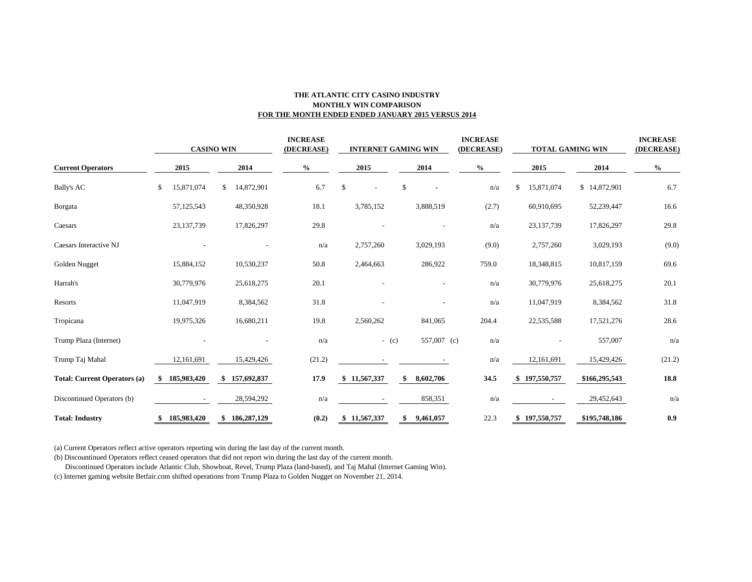**THE ATLANTIC CITY CASINO INDUSTRY**
**MONTHLY WIN COMPARISON**
**FOR THE MONTH ENDED ENDED JANUARY 2015 VERSUS 2014**

| | CASINO WIN | | INCREASE (DECREASE) | INTERNET GAMING WIN | | INCREASE (DECREASE) | TOTAL GAMING WIN | | INCREASE (DECREASE) |
|---|---|---|---|---|---|---|---|---|---|
| **Current Operators** | **2015** | **2014** | **%** | **2015** | **2014** | **%** | **2015** | **2014** | **%** |
| Bally's AC | $ 15,871,074 | $ 14,872,901 | 6.7 | $ - | $ - | n/a | $ 15,871,074 | $ 14,872,901 | 6.7 |
| Borgata | 57,125,543 | 48,350,928 | 18.1 | 3,785,152 | 3,888,519 | (2.7) | 60,910,695 | 52,239,447 | 16.6 |
| Caesars | 23,137,739 | 17,826,297 | 29.8 | - | - | n/a | 23,137,739 | 17,826,297 | 29.8 |
| Caesars Interactive NJ | - | - | n/a | 2,757,260 | 3,029,193 | (9.0) | 2,757,260 | 3,029,193 | (9.0) |
| Golden Nugget | 15,884,152 | 10,530,237 | 50.8 | 2,464,663 | 286,922 | 759.0 | 18,348,815 | 10,817,159 | 69.6 |
| Harrah's | 30,779,976 | 25,618,275 | 20.1 | - | - | n/a | 30,779,976 | 25,618,275 | 20.1 |
| Resorts | 11,047,919 | 8,384,562 | 31.8 | - | - | n/a | 11,047,919 | 8,384,562 | 31.8 |
| Tropicana | 19,975,326 | 16,680,211 | 19.8 | 2,560,262 | 841,065 | 204.4 | 22,535,588 | 17,521,276 | 28.6 |
| Trump Plaza (Internet) | - | - | n/a | - (c) | 557,007 (c) | n/a | - | 557,007 | n/a |
| Trump Taj Mahal | 12,161,691 | 15,429,426 | (21.2) | - | - | n/a | 12,161,691 | 15,429,426 | (21.2) |
| **Total: Current Operators (a)** | **$ 185,983,420** | **$ 157,692,837** | **17.9** | **$ 11,567,337** | **$ 8,602,706** | **34.5** | **$ 197,550,757** | **$166,295,543** | **18.8** |
| Discontinued Operators (b) | - | 28,594,292 | n/a | - | 858,351 | n/a | - | 29,452,643 | n/a |
| **Total: Industry** | **$ 185,983,420** | **$ 186,287,129** | **(0.2)** | **$ 11,567,337** | **$ 9,461,057** | 22.3 | **$ 197,550,757** | **$195,748,186** | **0.9** |

(a) Current Operators reflect active operators reporting win during the last day of the current month.

(b) Discountinued Operators reflect ceased operators that did not report win during the last day of the current month.
Discontinued Operators include Atlantic Club, Showboat, Revel, Trump Plaza (land-based), and Taj Mahal (Internet Gaming Win).

(c) Internet gaming website Betfair.com shifted operations from Trump Plaza to Golden Nugget on November 21, 2014.